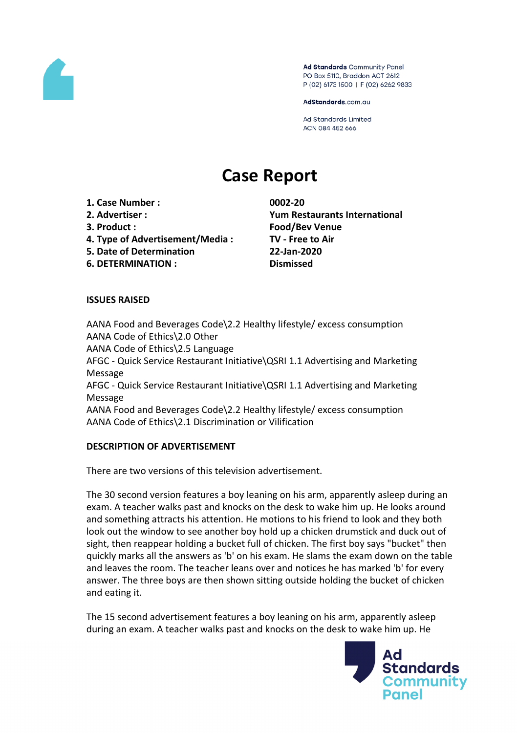Ad Standards Community Panel
PO Box 5110, Braddon ACT 2612
P (02) 6173 1500 | F (02) 6262 9833

AdStandards.com.au

Ad Standards Limited
ACN 084 452 666

# Case Report

| | |
|---|---|
| **1. Case Number :** | **0002-20** |
| **2. Advertiser :** | **Yum Restaurants International** |
| **3. Product :** | **Food/Bev Venue** |
| **4. Type of Advertisement/Media :** | **TV - Free to Air** |
| **5. Date of Determination** | **22-Jan-2020** |
| **6. DETERMINATION :** | **Dismissed** |

**ISSUES RAISED**

AANA Food and Beverages Code\2.2 Healthy lifestyle/ excess consumption
AANA Code of Ethics\2.0 Other
AANA Code of Ethics\2.5 Language
AFGC - Quick Service Restaurant Initiative\QSRI 1.1 Advertising and Marketing Message
AFGC - Quick Service Restaurant Initiative\QSRI 1.1 Advertising and Marketing Message
AANA Food and Beverages Code\2.2 Healthy lifestyle/ excess consumption
AANA Code of Ethics\2.1 Discrimination or Vilification

**DESCRIPTION OF ADVERTISEMENT**

There are two versions of this television advertisement.

The 30 second version features a boy leaning on his arm, apparently asleep during an exam. A teacher walks past and knocks on the desk to wake him up. He looks around and something attracts his attention. He motions to his friend to look and they both look out the window to see another boy hold up a chicken drumstick and duck out of sight, then reappear holding a bucket full of chicken. The first boy says "bucket" then quickly marks all the answers as 'b' on his exam. He slams the exam down on the table and leaves the room. The teacher leans over and notices he has marked 'b' for every answer. The three boys are then shown sitting outside holding the bucket of chicken and eating it.

The 15 second advertisement features a boy leaning on his arm, apparently asleep during an exam. A teacher walks past and knocks on the desk to wake him up. He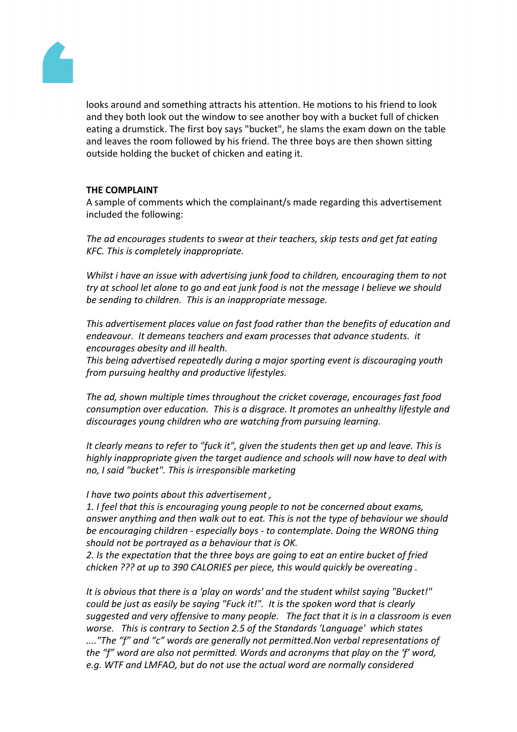looks around and something attracts his attention. He motions to his friend to look and they both look out the window to see another boy with a bucket full of chicken eating a drumstick. The first boy says "bucket", he slams the exam down on the table and leaves the room followed by his friend. The three boys are then shown sitting outside holding the bucket of chicken and eating it.

**THE COMPLAINT**

A sample of comments which the complainant/s made regarding this advertisement included the following:

*The ad encourages students to swear at their teachers, skip tests and get fat eating KFC. This is completely inappropriate.*

*Whilst i have an issue with advertising junk food to children, encouraging them to not try at school let alone to go and eat junk food is not the message I believe we should be sending to children. This is an inappropriate message.*

*This advertisement places value on fast food rather than the benefits of education and endeavour. It demeans teachers and exam processes that advance students. it encourages obesity and ill health.*
*This being advertised repeatedly during a major sporting event is discouraging youth from pursuing healthy and productive lifestyles.*

*The ad, shown multiple times throughout the cricket coverage, encourages fast food consumption over education. This is a disgrace. It promotes an unhealthy lifestyle and discourages young children who are watching from pursuing learning.*

*It clearly means to refer to "fuck it", given the students then get up and leave. This is highly inappropriate given the target audience and schools will now have to deal with no, I said "bucket". This is irresponsible marketing*

*I have two points about this advertisement ,*
*1. I feel that this is encouraging young people to not be concerned about exams, answer anything and then walk out to eat. This is not the type of behaviour we should be encouraging children - especially boys - to contemplate. Doing the WRONG thing should not be portrayed as a behaviour that is OK.*
*2. Is the expectation that the three boys are going to eat an entire bucket of fried chicken ??? at up to 390 CALORIES per piece, this would quickly be overeating .*

*It is obvious that there is a 'play on words' and the student whilst saying "Bucket!" could be just as easily be saying "Fuck it!". It is the spoken word that is clearly suggested and very offensive to many people. The fact that it is in a classroom is even worse. This is contrary to Section 2.5 of the Standards 'Language' which states ...."The "f" and "c" words are generally not permitted.Non verbal representations of the "f" word are also not permitted. Words and acronyms that play on the 'f' word, e.g. WTF and LMFAO, but do not use the actual word are normally considered*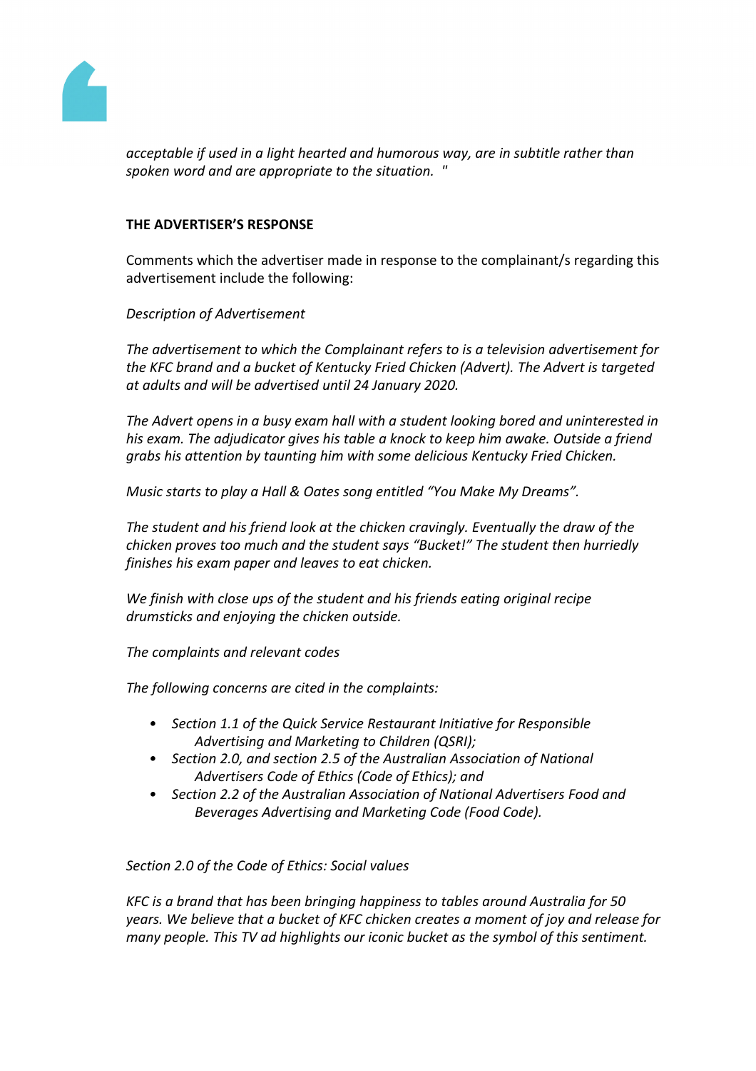*acceptable if used in a light hearted and humorous way, are in subtitle rather than spoken word and are appropriate to the situation. "*

**THE ADVERTISER'S RESPONSE**

Comments which the advertiser made in response to the complainant/s regarding this advertisement include the following:

*Description of Advertisement*

*The advertisement to which the Complainant refers to is a television advertisement for the KFC brand and a bucket of Kentucky Fried Chicken (Advert). The Advert is targeted at adults and will be advertised until 24 January 2020.*

*The Advert opens in a busy exam hall with a student looking bored and uninterested in his exam. The adjudicator gives his table a knock to keep him awake. Outside a friend grabs his attention by taunting him with some delicious Kentucky Fried Chicken.*

*Music starts to play a Hall & Oates song entitled "You Make My Dreams".*

*The student and his friend look at the chicken cravingly. Eventually the draw of the chicken proves too much and the student says "Bucket!" The student then hurriedly finishes his exam paper and leaves to eat chicken.*

*We finish with close ups of the student and his friends eating original recipe drumsticks and enjoying the chicken outside.*

*The complaints and relevant codes*

*The following concerns are cited in the complaints:*

- *Section 1.1 of the Quick Service Restaurant Initiative for Responsible Advertising and Marketing to Children (QSRI);*
- *Section 2.0, and section 2.5 of the Australian Association of National Advertisers Code of Ethics (Code of Ethics); and*
- *Section 2.2 of the Australian Association of National Advertisers Food and Beverages Advertising and Marketing Code (Food Code).*

*Section 2.0 of the Code of Ethics: Social values*

*KFC is a brand that has been bringing happiness to tables around Australia for 50 years. We believe that a bucket of KFC chicken creates a moment of joy and release for many people. This TV ad highlights our iconic bucket as the symbol of this sentiment.*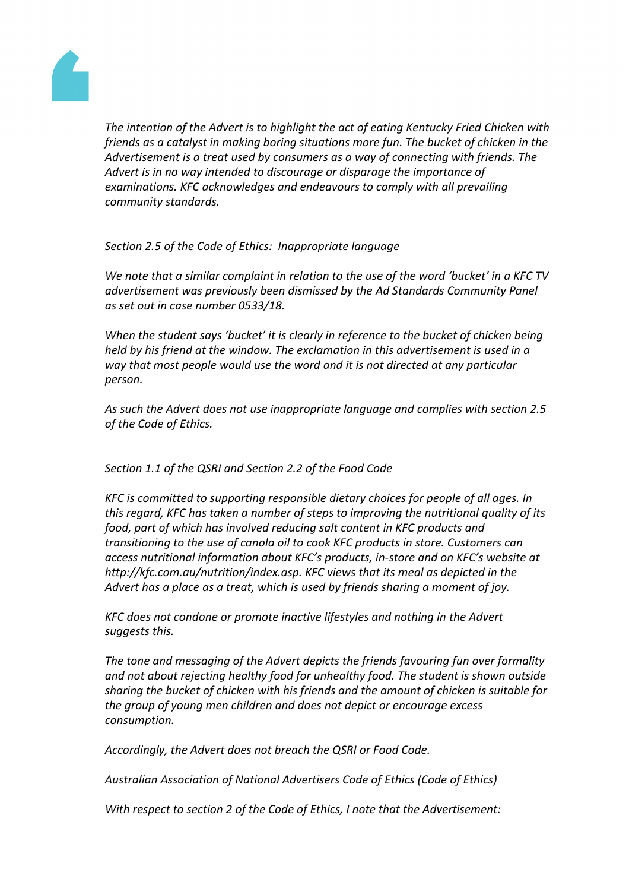*The intention of the Advert is to highlight the act of eating Kentucky Fried Chicken with friends as a catalyst in making boring situations more fun. The bucket of chicken in the Advertisement is a treat used by consumers as a way of connecting with friends. The Advert is in no way intended to discourage or disparage the importance of examinations. KFC acknowledges and endeavours to comply with all prevailing community standards.*

*Section 2.5 of the Code of Ethics: Inappropriate language*

*We note that a similar complaint in relation to the use of the word 'bucket' in a KFC TV advertisement was previously been dismissed by the Ad Standards Community Panel as set out in case number 0533/18.*

*When the student says 'bucket' it is clearly in reference to the bucket of chicken being held by his friend at the window. The exclamation in this advertisement is used in a way that most people would use the word and it is not directed at any particular person.*

*As such the Advert does not use inappropriate language and complies with section 2.5 of the Code of Ethics.*

*Section 1.1 of the QSRI and Section 2.2 of the Food Code*

*KFC is committed to supporting responsible dietary choices for people of all ages. In this regard, KFC has taken a number of steps to improving the nutritional quality of its food, part of which has involved reducing salt content in KFC products and transitioning to the use of canola oil to cook KFC products in store. Customers can access nutritional information about KFC's products, in-store and on KFC's website at http://kfc.com.au/nutrition/index.asp. KFC views that its meal as depicted in the Advert has a place as a treat, which is used by friends sharing a moment of joy.*

*KFC does not condone or promote inactive lifestyles and nothing in the Advert suggests this.*

*The tone and messaging of the Advert depicts the friends favouring fun over formality and not about rejecting healthy food for unhealthy food. The student is shown outside sharing the bucket of chicken with his friends and the amount of chicken is suitable for the group of young men children and does not depict or encourage excess consumption.*

*Accordingly, the Advert does not breach the QSRI or Food Code.*

*Australian Association of National Advertisers Code of Ethics (Code of Ethics)*

*With respect to section 2 of the Code of Ethics, I note that the Advertisement:*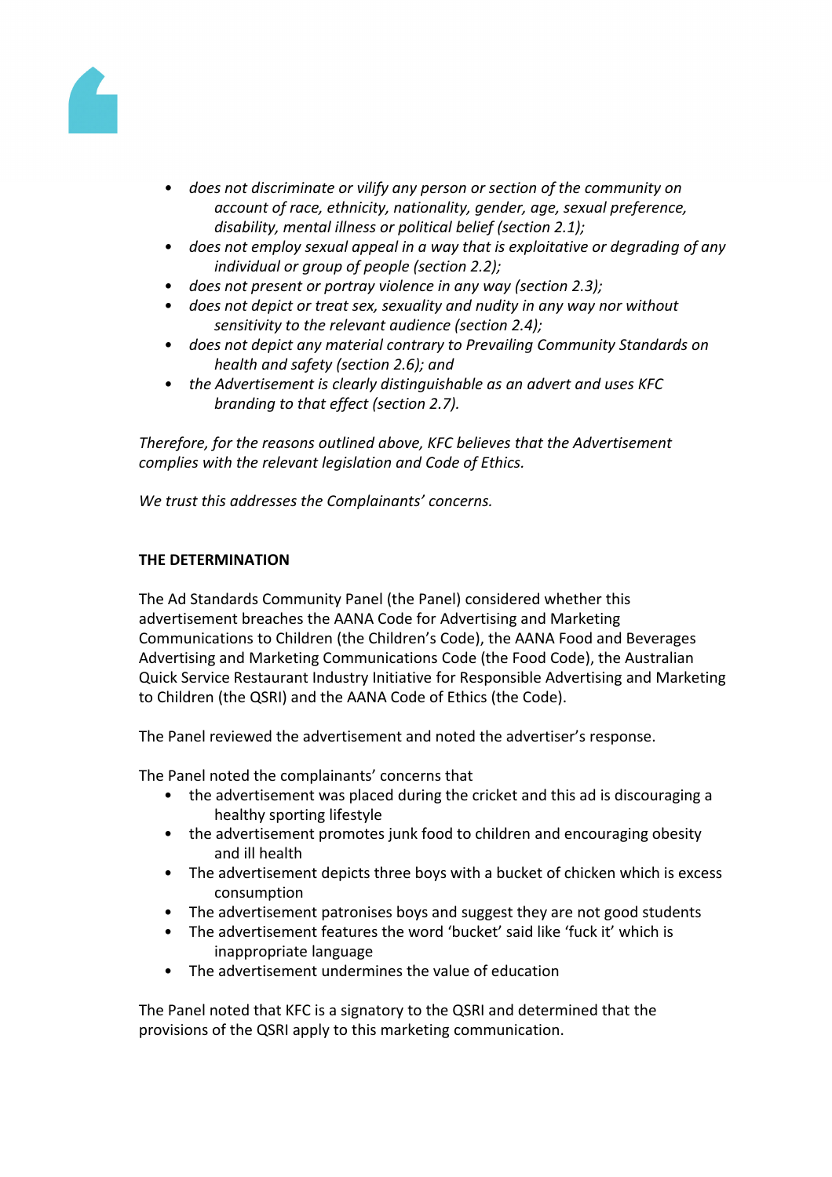- *does not discriminate or vilify any person or section of the community on account of race, ethnicity, nationality, gender, age, sexual preference, disability, mental illness or political belief (section 2.1);*
- *does not employ sexual appeal in a way that is exploitative or degrading of any individual or group of people (section 2.2);*
- *does not present or portray violence in any way (section 2.3);*
- *does not depict or treat sex, sexuality and nudity in any way nor without sensitivity to the relevant audience (section 2.4);*
- *does not depict any material contrary to Prevailing Community Standards on health and safety (section 2.6); and*
- *the Advertisement is clearly distinguishable as an advert and uses KFC branding to that effect (section 2.7).*

*Therefore, for the reasons outlined above, KFC believes that the Advertisement complies with the relevant legislation and Code of Ethics.*

*We trust this addresses the Complainants' concerns.*

**THE DETERMINATION**

The Ad Standards Community Panel (the Panel) considered whether this advertisement breaches the AANA Code for Advertising and Marketing Communications to Children (the Children's Code), the AANA Food and Beverages Advertising and Marketing Communications Code (the Food Code), the Australian Quick Service Restaurant Industry Initiative for Responsible Advertising and Marketing to Children (the QSRI) and the AANA Code of Ethics (the Code).

The Panel reviewed the advertisement and noted the advertiser's response.

The Panel noted the complainants' concerns that

- the advertisement was placed during the cricket and this ad is discouraging a healthy sporting lifestyle
- the advertisement promotes junk food to children and encouraging obesity and ill health
- The advertisement depicts three boys with a bucket of chicken which is excess consumption
- The advertisement patronises boys and suggest they are not good students
- The advertisement features the word 'bucket' said like 'fuck it' which is inappropriate language
- The advertisement undermines the value of education

The Panel noted that KFC is a signatory to the QSRI and determined that the provisions of the QSRI apply to this marketing communication.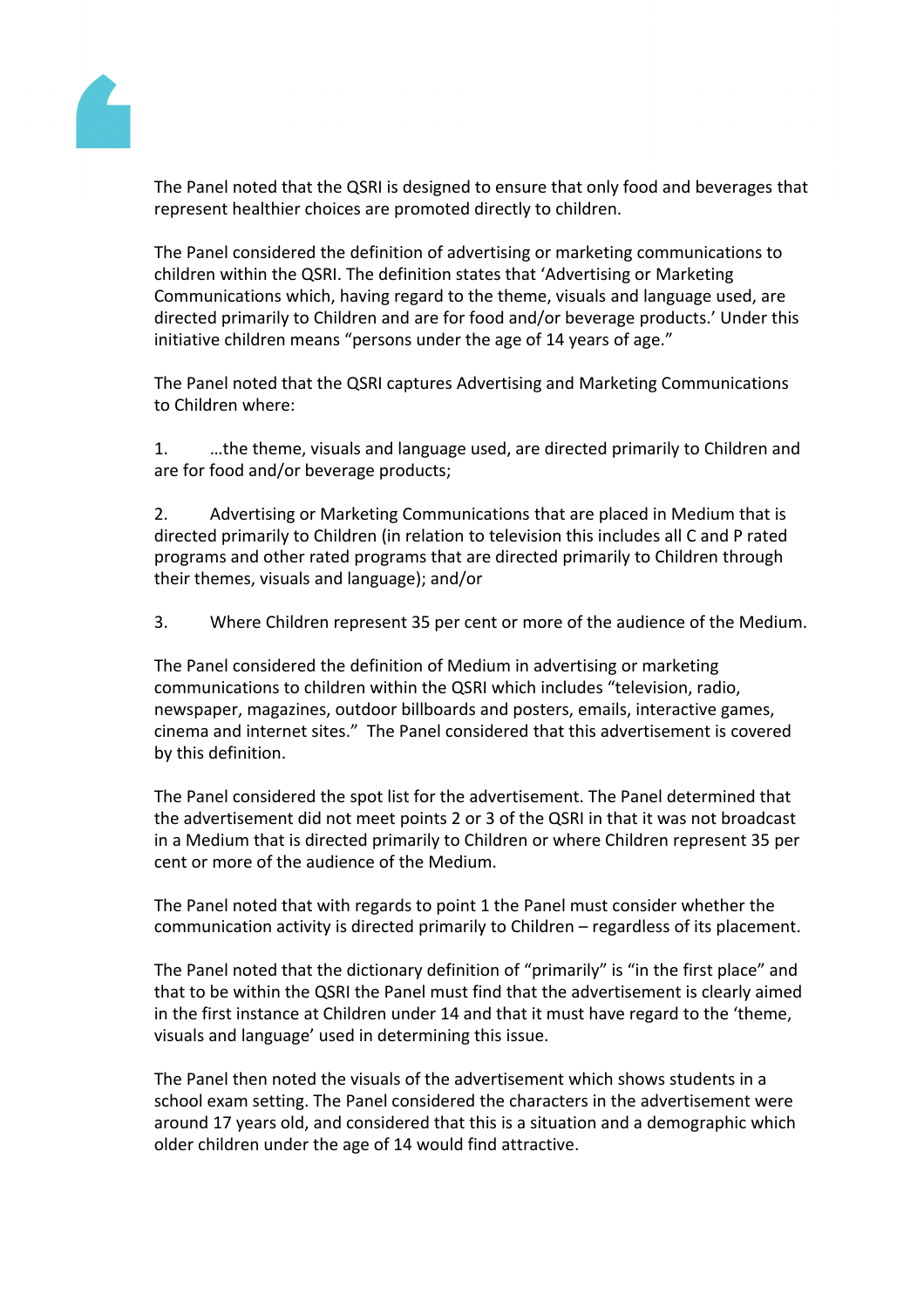The Panel noted that the QSRI is designed to ensure that only food and beverages that represent healthier choices are promoted directly to children.

The Panel considered the definition of advertising or marketing communications to children within the QSRI. The definition states that 'Advertising or Marketing Communications which, having regard to the theme, visuals and language used, are directed primarily to Children and are for food and/or beverage products.' Under this initiative children means "persons under the age of 14 years of age."

The Panel noted that the QSRI captures Advertising and Marketing Communications to Children where:

1. …the theme, visuals and language used, are directed primarily to Children and are for food and/or beverage products;

2. Advertising or Marketing Communications that are placed in Medium that is directed primarily to Children (in relation to television this includes all C and P rated programs and other rated programs that are directed primarily to Children through their themes, visuals and language); and/or

3. Where Children represent 35 per cent or more of the audience of the Medium.

The Panel considered the definition of Medium in advertising or marketing communications to children within the QSRI which includes "television, radio, newspaper, magazines, outdoor billboards and posters, emails, interactive games, cinema and internet sites." The Panel considered that this advertisement is covered by this definition.

The Panel considered the spot list for the advertisement. The Panel determined that the advertisement did not meet points 2 or 3 of the QSRI in that it was not broadcast in a Medium that is directed primarily to Children or where Children represent 35 per cent or more of the audience of the Medium.

The Panel noted that with regards to point 1 the Panel must consider whether the communication activity is directed primarily to Children – regardless of its placement.

The Panel noted that the dictionary definition of "primarily" is "in the first place" and that to be within the QSRI the Panel must find that the advertisement is clearly aimed in the first instance at Children under 14 and that it must have regard to the 'theme, visuals and language' used in determining this issue.

The Panel then noted the visuals of the advertisement which shows students in a school exam setting. The Panel considered the characters in the advertisement were around 17 years old, and considered that this is a situation and a demographic which older children under the age of 14 would find attractive.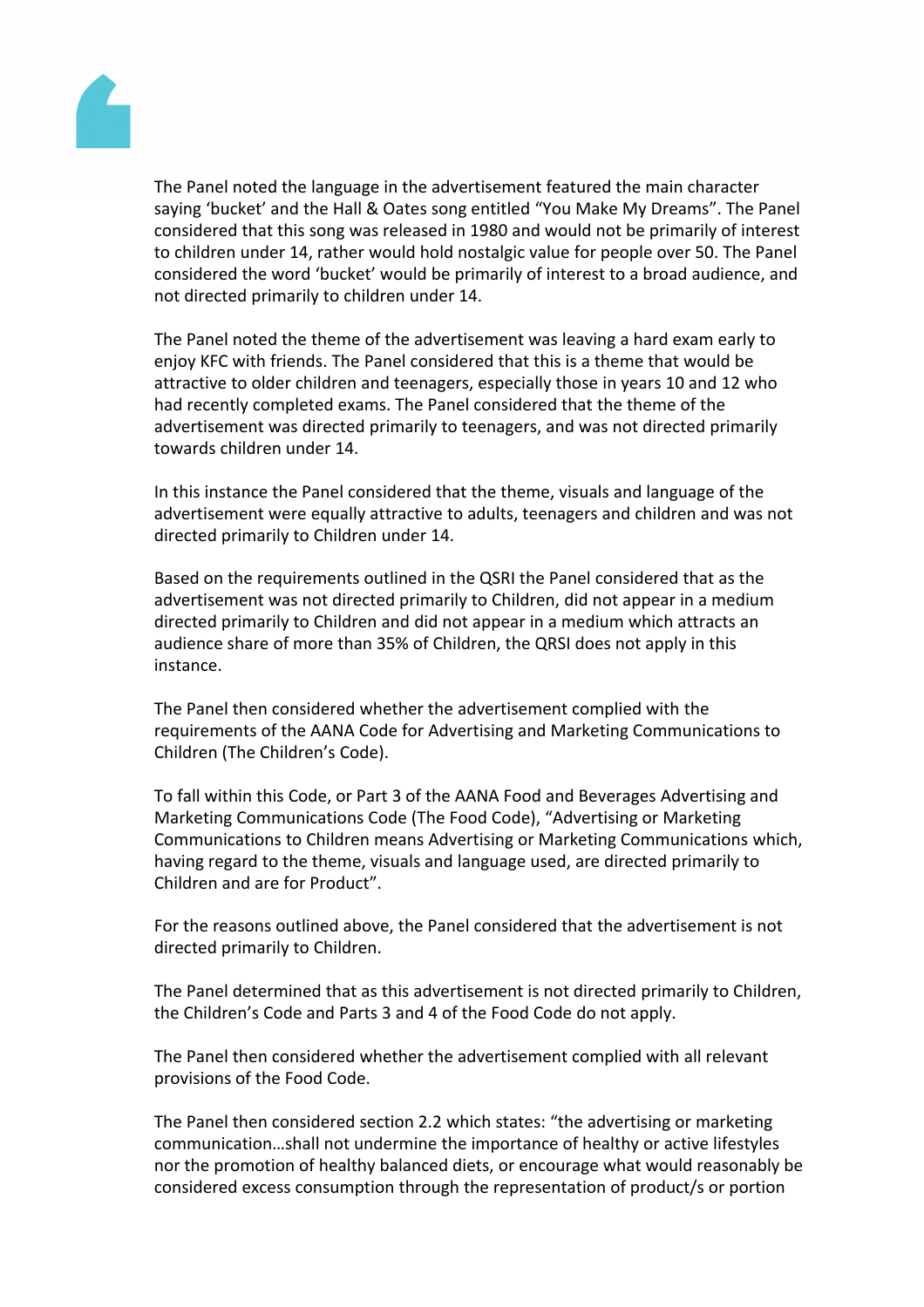The Panel noted the language in the advertisement featured the main character saying 'bucket' and the Hall & Oates song entitled "You Make My Dreams". The Panel considered that this song was released in 1980 and would not be primarily of interest to children under 14, rather would hold nostalgic value for people over 50. The Panel considered the word 'bucket' would be primarily of interest to a broad audience, and not directed primarily to children under 14.

The Panel noted the theme of the advertisement was leaving a hard exam early to enjoy KFC with friends. The Panel considered that this is a theme that would be attractive to older children and teenagers, especially those in years 10 and 12 who had recently completed exams. The Panel considered that the theme of the advertisement was directed primarily to teenagers, and was not directed primarily towards children under 14.

In this instance the Panel considered that the theme, visuals and language of the advertisement were equally attractive to adults, teenagers and children and was not directed primarily to Children under 14.

Based on the requirements outlined in the QSRI the Panel considered that as the advertisement was not directed primarily to Children, did not appear in a medium directed primarily to Children and did not appear in a medium which attracts an audience share of more than 35% of Children, the QRSI does not apply in this instance.

The Panel then considered whether the advertisement complied with the requirements of the AANA Code for Advertising and Marketing Communications to Children (The Children's Code).

To fall within this Code, or Part 3 of the AANA Food and Beverages Advertising and Marketing Communications Code (The Food Code), "Advertising or Marketing Communications to Children means Advertising or Marketing Communications which, having regard to the theme, visuals and language used, are directed primarily to Children and are for Product".

For the reasons outlined above, the Panel considered that the advertisement is not directed primarily to Children.

The Panel determined that as this advertisement is not directed primarily to Children, the Children's Code and Parts 3 and 4 of the Food Code do not apply.

The Panel then considered whether the advertisement complied with all relevant provisions of the Food Code.

The Panel then considered section 2.2 which states: "the advertising or marketing communication…shall not undermine the importance of healthy or active lifestyles nor the promotion of healthy balanced diets, or encourage what would reasonably be considered excess consumption through the representation of product/s or portion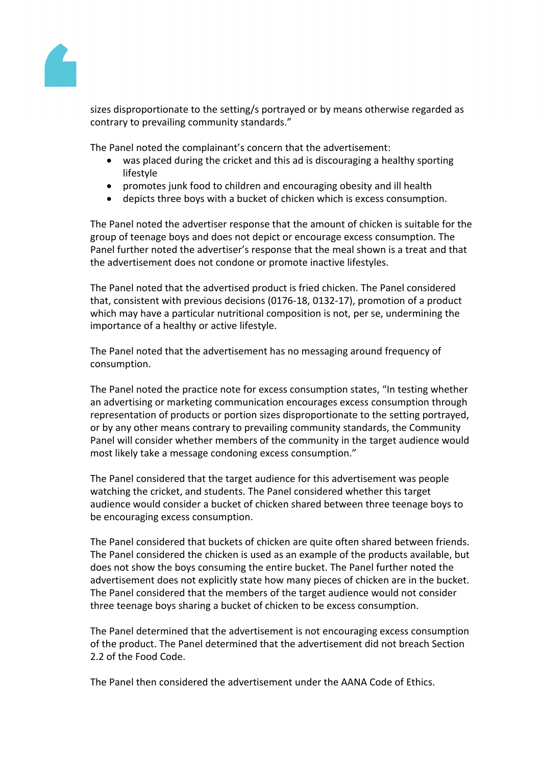sizes disproportionate to the setting/s portrayed or by means otherwise regarded as contrary to prevailing community standards."

The Panel noted the complainant's concern that the advertisement:

- was placed during the cricket and this ad is discouraging a healthy sporting lifestyle
- promotes junk food to children and encouraging obesity and ill health
- depicts three boys with a bucket of chicken which is excess consumption.

The Panel noted the advertiser response that the amount of chicken is suitable for the group of teenage boys and does not depict or encourage excess consumption. The Panel further noted the advertiser's response that the meal shown is a treat and that the advertisement does not condone or promote inactive lifestyles.

The Panel noted that the advertised product is fried chicken. The Panel considered that, consistent with previous decisions (0176-18, 0132-17), promotion of a product which may have a particular nutritional composition is not, per se, undermining the importance of a healthy or active lifestyle.

The Panel noted that the advertisement has no messaging around frequency of consumption.

The Panel noted the practice note for excess consumption states, "In testing whether an advertising or marketing communication encourages excess consumption through representation of products or portion sizes disproportionate to the setting portrayed, or by any other means contrary to prevailing community standards, the Community Panel will consider whether members of the community in the target audience would most likely take a message condoning excess consumption."

The Panel considered that the target audience for this advertisement was people watching the cricket, and students. The Panel considered whether this target audience would consider a bucket of chicken shared between three teenage boys to be encouraging excess consumption.

The Panel considered that buckets of chicken are quite often shared between friends. The Panel considered the chicken is used as an example of the products available, but does not show the boys consuming the entire bucket. The Panel further noted the advertisement does not explicitly state how many pieces of chicken are in the bucket. The Panel considered that the members of the target audience would not consider three teenage boys sharing a bucket of chicken to be excess consumption.

The Panel determined that the advertisement is not encouraging excess consumption of the product. The Panel determined that the advertisement did not breach Section 2.2 of the Food Code.

The Panel then considered the advertisement under the AANA Code of Ethics.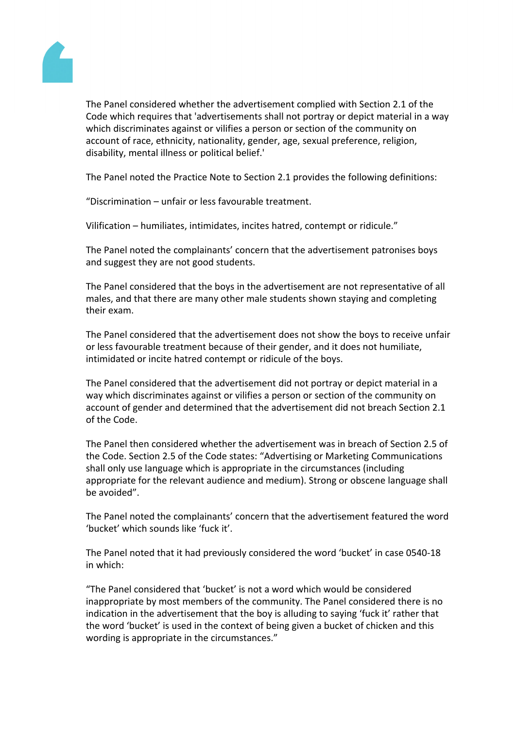The Panel considered whether the advertisement complied with Section 2.1 of the Code which requires that 'advertisements shall not portray or depict material in a way which discriminates against or vilifies a person or section of the community on account of race, ethnicity, nationality, gender, age, sexual preference, religion, disability, mental illness or political belief.'

The Panel noted the Practice Note to Section 2.1 provides the following definitions:

"Discrimination – unfair or less favourable treatment.

Vilification – humiliates, intimidates, incites hatred, contempt or ridicule."

The Panel noted the complainants' concern that the advertisement patronises boys and suggest they are not good students.

The Panel considered that the boys in the advertisement are not representative of all males, and that there are many other male students shown staying and completing their exam.

The Panel considered that the advertisement does not show the boys to receive unfair or less favourable treatment because of their gender, and it does not humiliate, intimidated or incite hatred contempt or ridicule of the boys.

The Panel considered that the advertisement did not portray or depict material in a way which discriminates against or vilifies a person or section of the community on account of gender and determined that the advertisement did not breach Section 2.1 of the Code.

The Panel then considered whether the advertisement was in breach of Section 2.5 of the Code. Section 2.5 of the Code states: "Advertising or Marketing Communications shall only use language which is appropriate in the circumstances (including appropriate for the relevant audience and medium). Strong or obscene language shall be avoided".

The Panel noted the complainants' concern that the advertisement featured the word 'bucket' which sounds like 'fuck it'.

The Panel noted that it had previously considered the word 'bucket' in case 0540-18 in which:

"The Panel considered that 'bucket' is not a word which would be considered inappropriate by most members of the community. The Panel considered there is no indication in the advertisement that the boy is alluding to saying 'fuck it' rather that the word 'bucket' is used in the context of being given a bucket of chicken and this wording is appropriate in the circumstances."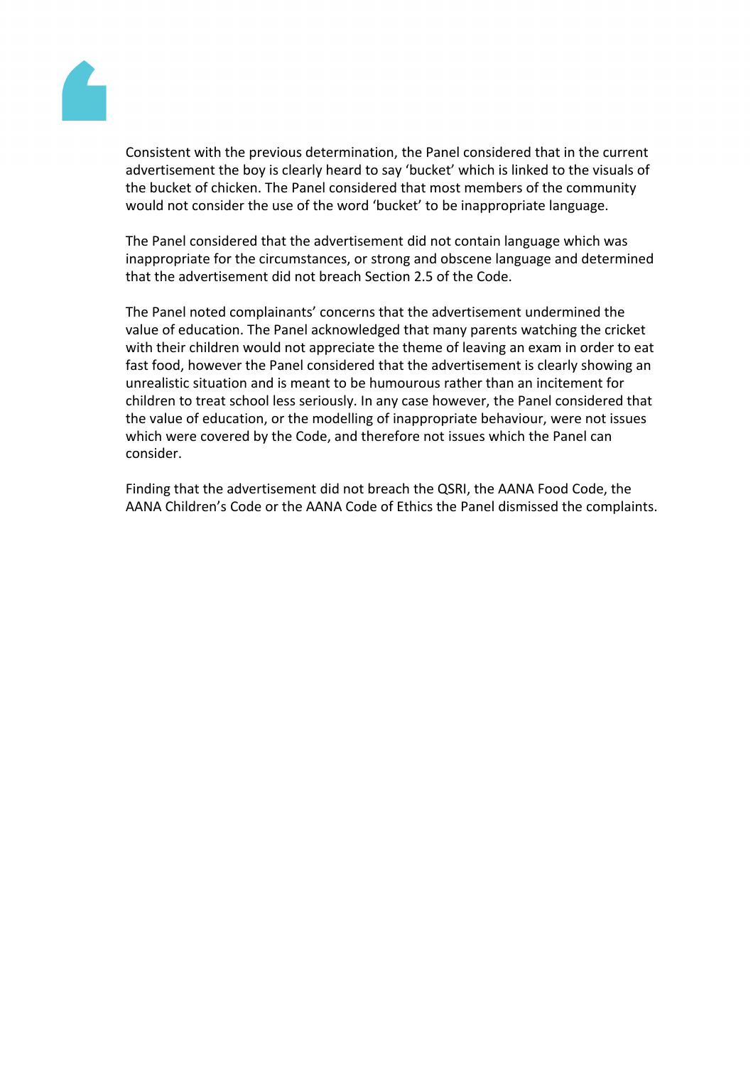Consistent with the previous determination, the Panel considered that in the current advertisement the boy is clearly heard to say 'bucket' which is linked to the visuals of the bucket of chicken. The Panel considered that most members of the community would not consider the use of the word 'bucket' to be inappropriate language.

The Panel considered that the advertisement did not contain language which was inappropriate for the circumstances, or strong and obscene language and determined that the advertisement did not breach Section 2.5 of the Code.

The Panel noted complainants' concerns that the advertisement undermined the value of education. The Panel acknowledged that many parents watching the cricket with their children would not appreciate the theme of leaving an exam in order to eat fast food, however the Panel considered that the advertisement is clearly showing an unrealistic situation and is meant to be humourous rather than an incitement for children to treat school less seriously. In any case however, the Panel considered that the value of education, or the modelling of inappropriate behaviour, were not issues which were covered by the Code, and therefore not issues which the Panel can consider.

Finding that the advertisement did not breach the QSRI, the AANA Food Code, the AANA Children's Code or the AANA Code of Ethics the Panel dismissed the complaints.